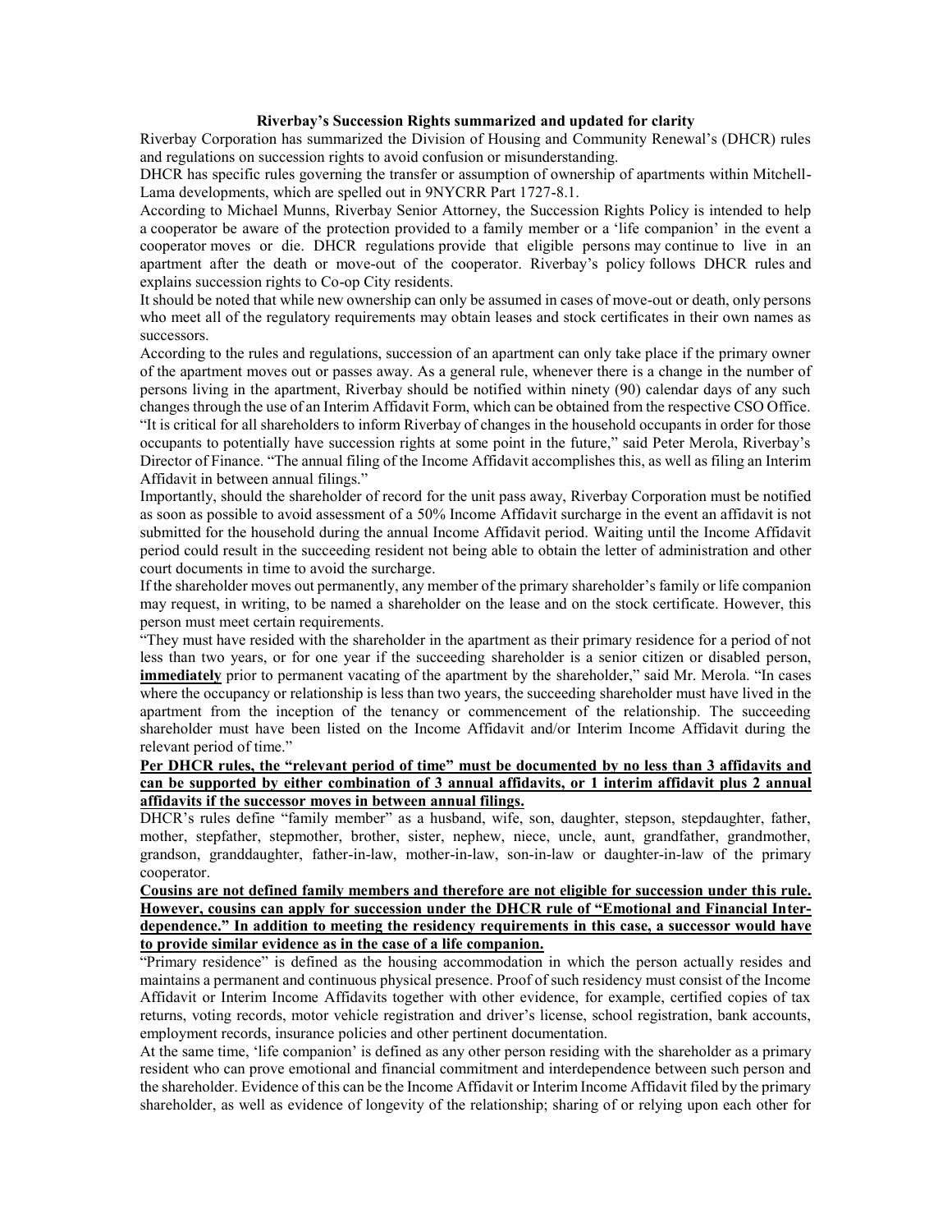**Riverbay's Succession Rights summarized and updated for clarity**

Riverbay Corporation has summarized the Division of Housing and Community Renewal's (DHCR) rules and regulations on succession rights to avoid confusion or misunderstanding.

DHCR has specific rules governing the transfer or assumption of ownership of apartments within Mitchell-Lama developments, which are spelled out in 9NYCRR Part 1727-8.1.

According to Michael Munns, Riverbay Senior Attorney, the Succession Rights Policy is intended to help a cooperator be aware of the protection provided to a family member or a 'life companion' in the event a cooperator moves or die. DHCR regulations provide that eligible persons may continue to live in an apartment after the death or move-out of the cooperator. Riverbay's policy follows DHCR rules and explains succession rights to Co-op City residents.

It should be noted that while new ownership can only be assumed in cases of move-out or death, only persons who meet all of the regulatory requirements may obtain leases and stock certificates in their own names as successors.

According to the rules and regulations, succession of an apartment can only take place if the primary owner of the apartment moves out or passes away. As a general rule, whenever there is a change in the number of persons living in the apartment, Riverbay should be notified within ninety (90) calendar days of any such changes through the use of an Interim Affidavit Form, which can be obtained from the respective CSO Office.

"It is critical for all shareholders to inform Riverbay of changes in the household occupants in order for those occupants to potentially have succession rights at some point in the future," said Peter Merola, Riverbay's Director of Finance. "The annual filing of the Income Affidavit accomplishes this, as well as filing an Interim Affidavit in between annual filings."

Importantly, should the shareholder of record for the unit pass away, Riverbay Corporation must be notified as soon as possible to avoid assessment of a 50% Income Affidavit surcharge in the event an affidavit is not submitted for the household during the annual Income Affidavit period. Waiting until the Income Affidavit period could result in the succeeding resident not being able to obtain the letter of administration and other court documents in time to avoid the surcharge.

If the shareholder moves out permanently, any member of the primary shareholder's family or life companion may request, in writing, to be named a shareholder on the lease and on the stock certificate. However, this person must meet certain requirements.

"They must have resided with the shareholder in the apartment as their primary residence for a period of not less than two years, or for one year if the succeeding shareholder is a senior citizen or disabled person, **immediately** prior to permanent vacating of the apartment by the shareholder," said Mr. Merola. "In cases where the occupancy or relationship is less than two years, the succeeding shareholder must have lived in the apartment from the inception of the tenancy or commencement of the relationship. The succeeding shareholder must have been listed on the Income Affidavit and/or Interim Income Affidavit during the relevant period of time."

**Per DHCR rules, the "relevant period of time" must be documented by no less than 3 affidavits and can be supported by either combination of 3 annual affidavits, or 1 interim affidavit plus 2 annual affidavits if the successor moves in between annual filings.**

DHCR's rules define "family member" as a husband, wife, son, daughter, stepson, stepdaughter, father, mother, stepfather, stepmother, brother, sister, nephew, niece, uncle, aunt, grandfather, grandmother, grandson, granddaughter, father-in-law, mother-in-law, son-in-law or daughter-in-law of the primary cooperator.

**Cousins are not defined family members and therefore are not eligible for succession under this rule. However, cousins can apply for succession under the DHCR rule of "Emotional and Financial Inter-dependence." In addition to meeting the residency requirements in this case, a successor would have to provide similar evidence as in the case of a life companion.**

"Primary residence" is defined as the housing accommodation in which the person actually resides and maintains a permanent and continuous physical presence. Proof of such residency must consist of the Income Affidavit or Interim Income Affidavits together with other evidence, for example, certified copies of tax returns, voting records, motor vehicle registration and driver's license, school registration, bank accounts, employment records, insurance policies and other pertinent documentation.

At the same time, 'life companion' is defined as any other person residing with the shareholder as a primary resident who can prove emotional and financial commitment and interdependence between such person and the shareholder. Evidence of this can be the Income Affidavit or Interim Income Affidavit filed by the primary shareholder, as well as evidence of longevity of the relationship; sharing of or relying upon each other for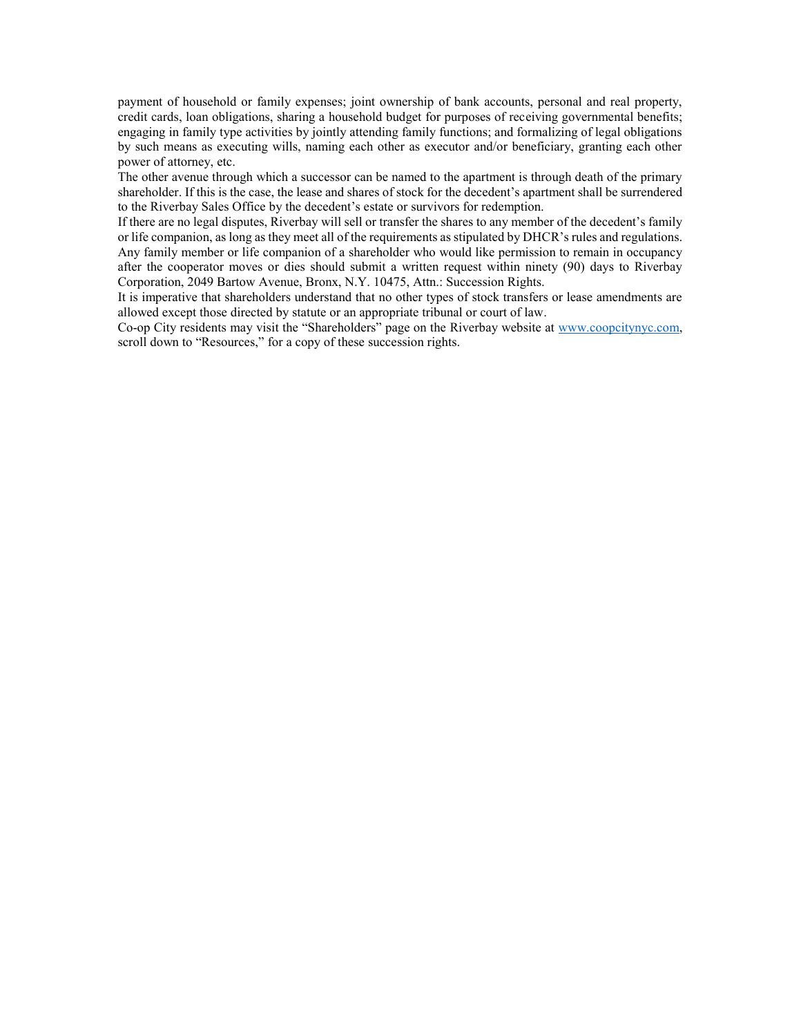payment of household or family expenses; joint ownership of bank accounts, personal and real property, credit cards, loan obligations, sharing a household budget for purposes of receiving governmental benefits; engaging in family type activities by jointly attending family functions; and formalizing of legal obligations by such means as executing wills, naming each other as executor and/or beneficiary, granting each other power of attorney, etc.

The other avenue through which a successor can be named to the apartment is through death of the primary shareholder. If this is the case, the lease and shares of stock for the decedent's apartment shall be surrendered to the Riverbay Sales Office by the decedent's estate or survivors for redemption.

If there are no legal disputes, Riverbay will sell or transfer the shares to any member of the decedent's family or life companion, as long as they meet all of the requirements as stipulated by DHCR's rules and regulations.

Any family member or life companion of a shareholder who would like permission to remain in occupancy after the cooperator moves or dies should submit a written request within ninety (90) days to Riverbay Corporation, 2049 Bartow Avenue, Bronx, N.Y. 10475, Attn.: Succession Rights.

It is imperative that shareholders understand that no other types of stock transfers or lease amendments are allowed except those directed by statute or an appropriate tribunal or court of law.

Co-op City residents may visit the "Shareholders" page on the Riverbay website at [www.coopcitynyc.com](http://www.coopcitynyc.com), scroll down to "Resources," for a copy of these succession rights.